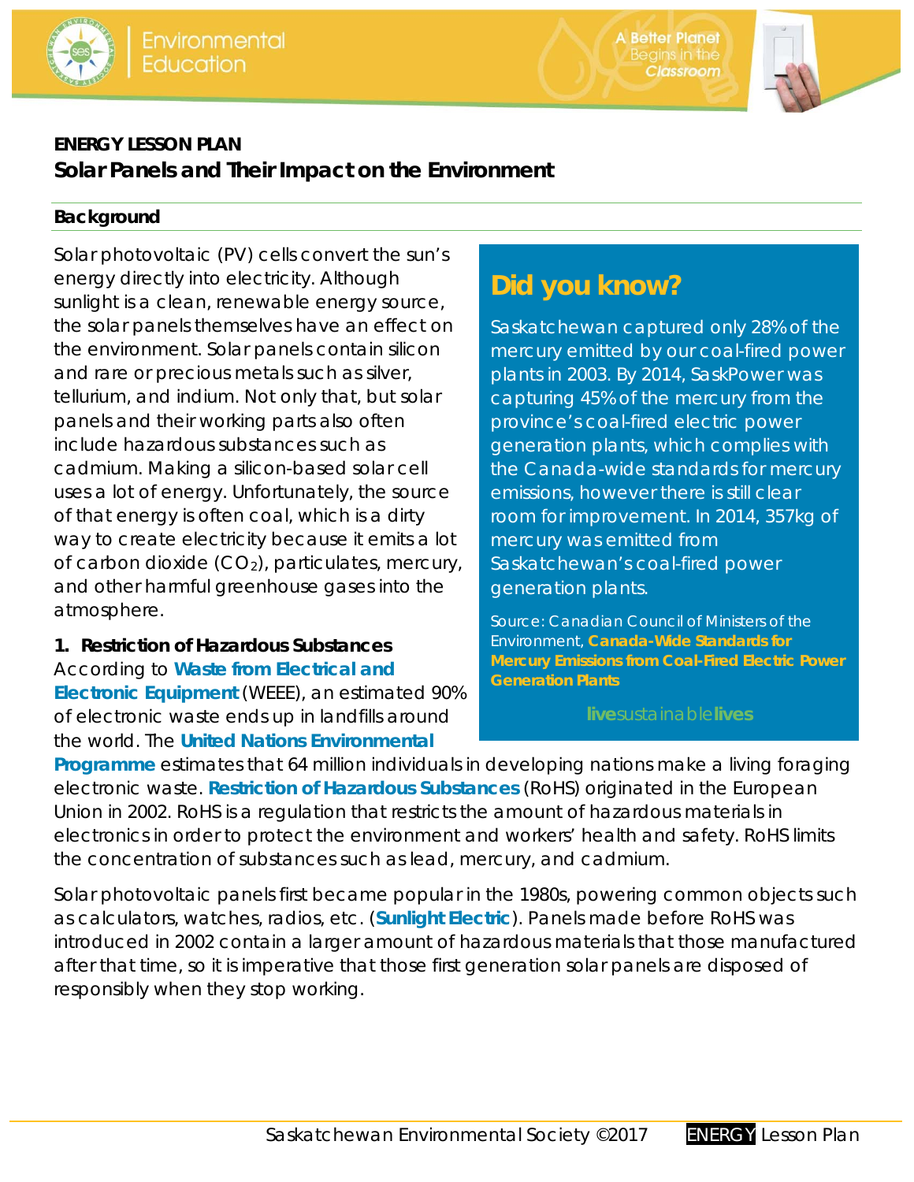**ENERGY LESSON PLAN**

# Solar Panels and Their Impact on the Environment

## Background

Solar photovoltaic (PV) cells convert the sun's energy directly into electricity. Although sunlight is a clean, renewable energy source, the solar panels themselves have an effect on the environment. Solar panels contain silicon and rare or precious metals such as silver, tellurium, and indium. Not only that, but solar panels and their working parts also often include hazardous substances such as cadmium. Making a silicon-based solar cell uses a lot of energy. Unfortunately, the source of that energy is often coal, which is a dirty way to create electricity because it emits a lot of carbon dioxide ($CO_2$), particulates, mercury, and other harmful greenhouse gases into the atmosphere.

### 1. Restriction of Hazardous Substances

According to **Waste from Electrical and Electronic Equipment** (WEEE), an estimated 90% of electronic waste ends up in landfills around the world. The **United Nations Environmental Programme** estimates that 64 million individuals in developing nations make a living foraging electronic waste. **Restriction of Hazardous Substances** (RoHS) originated in the European Union in 2002. RoHS is a regulation that restricts the amount of hazardous materials in electronics in order to protect the environment and workers' health and safety. RoHS limits the concentration of substances such as lead, mercury, and cadmium.

Solar photovoltaic panels first became popular in the 1980s, powering common objects such as calculators, watches, radios, etc. (**Sunlight Electric**). Panels made before RoHS was introduced in 2002 contain a larger amount of hazardous materials that those manufactured after that time, so it is imperative that those first generation solar panels are disposed of responsibly when they stop working.

> ## Did you know?
>
> Saskatchewan captured only 28% of the mercury emitted by our coal-fired power plants in 2003. By 2014, SaskPower was capturing 45% of the mercury from the province's coal-fired electric power generation plants, which complies with the Canada-wide standards for mercury emissions, however there is still clear room for improvement. In 2014, 357kg of mercury was emitted from Saskatchewan's coal-fired power generation plants.
>
> Source: Canadian Council of Ministers of the Environment, **Canada-Wide Standards for Mercury Emissions from Coal-Fired Electric Power Generation Plants**
>
> **live**sustainable**lives**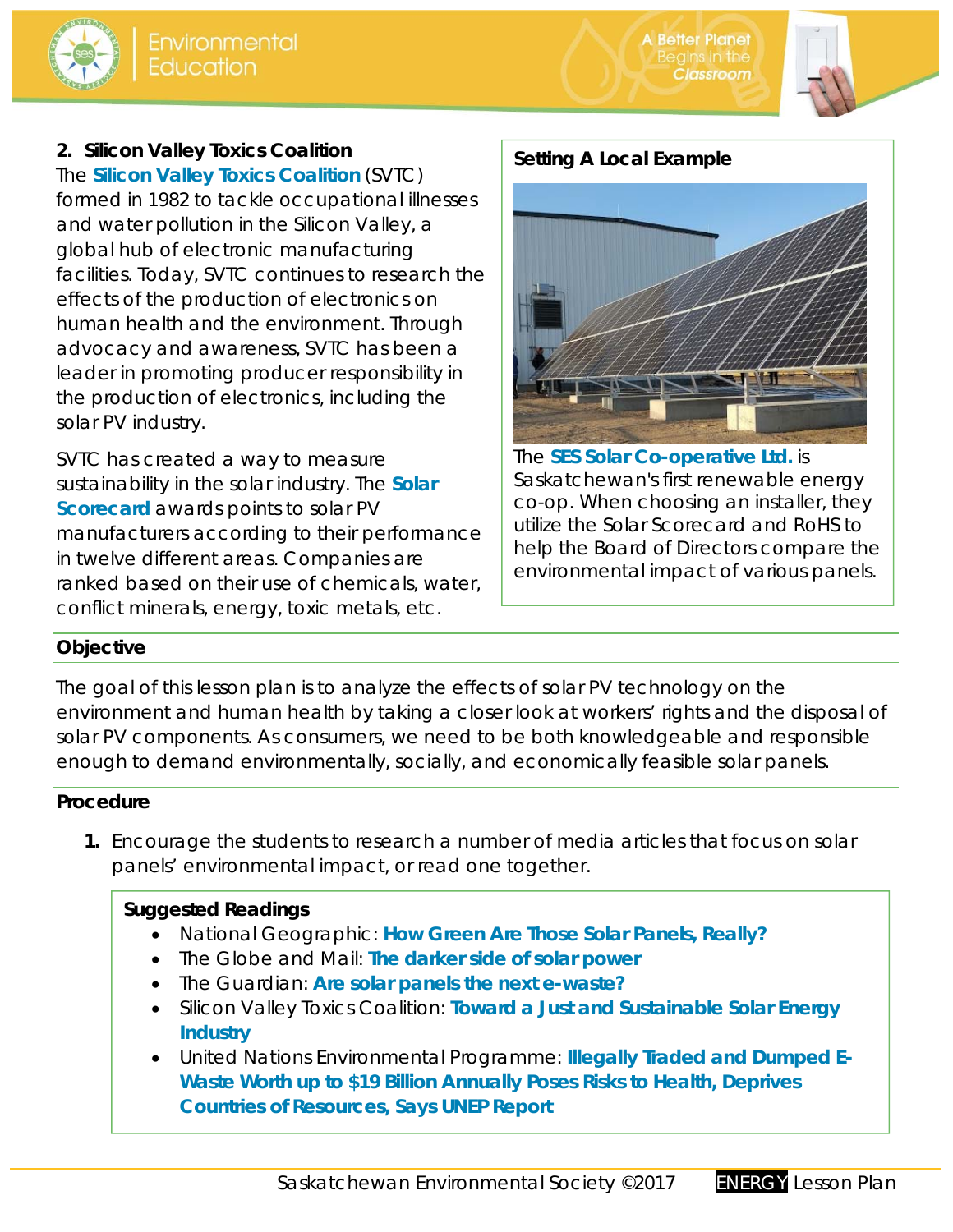## 2. Silicon Valley Toxics Coalition

The **Silicon Valley Toxics Coalition** (SVTC) formed in 1982 to tackle occupational illnesses and water pollution in the Silicon Valley, a global hub of electronic manufacturing facilities. Today, SVTC continues to research the effects of the production of electronics on human health and the environment. Through advocacy and awareness, SVTC has been a leader in promoting producer responsibility in the production of electronics, including the solar PV industry.

SVTC has created a way to measure sustainability in the solar industry. The **Solar Scorecard** awards points to solar PV manufacturers according to their performance in twelve different areas. Companies are ranked based on their use of chemicals, water, conflict minerals, energy, toxic metals, etc.

**Setting A Local Example**

The **SES Solar Co-operative Ltd.** is Saskatchewan's first renewable energy co-op. When choosing an installer, they utilize the Solar Scorecard and RoHS to help the Board of Directors compare the environmental impact of various panels.

## Objective

The goal of this lesson plan is to analyze the effects of solar PV technology on the environment and human health by taking a closer look at workers' rights and the disposal of solar PV components. As consumers, we need to be both knowledgeable and responsible enough to demand environmentally, socially, and economically feasible solar panels.

## Procedure

1. Encourage the students to research a number of media articles that focus on solar panels' environmental impact, or read one together.

**Suggested Readings**

- National Geographic: **How Green Are Those Solar Panels, Really?**
- The Globe and Mail: **The darker side of solar power**
- The Guardian: **Are solar panels the next e-waste?**
- Silicon Valley Toxics Coalition: **Toward a Just and Sustainable Solar Energy Industry**
- United Nations Environmental Programme: **Illegally Traded and Dumped E-Waste Worth up to $19 Billion Annually Poses Risks to Health, Deprives Countries of Resources, Says UNEP Report**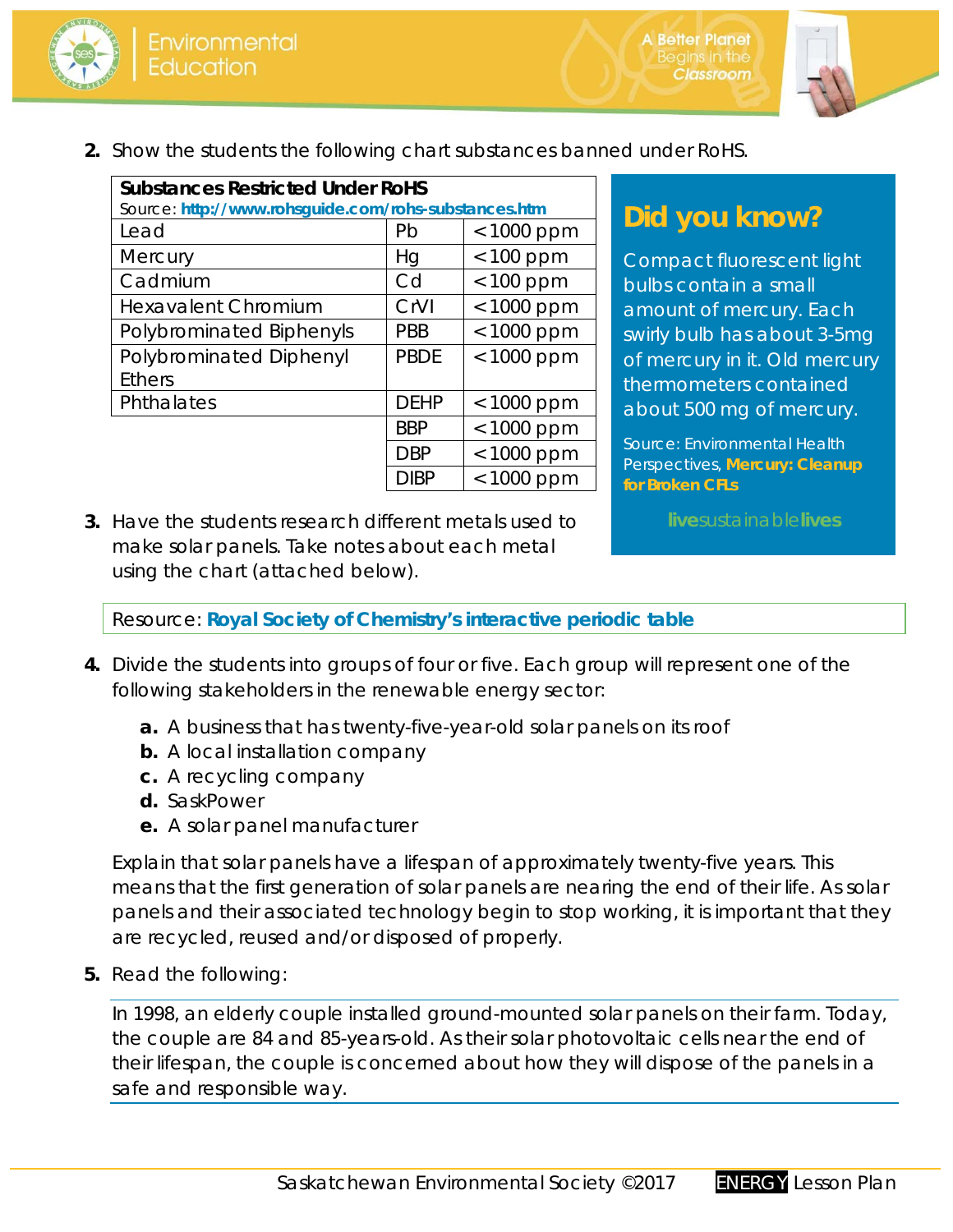2. Show the students the following chart substances banned under RoHS.

| Substances Restricted Under RoHS<br>Source: http://www.rohsguide.com/rohs-substances.htm | | |
|---|---|---|
| Lead | Pb | < 1000 ppm |
| Mercury | Hg | < 100 ppm |
| Cadmium | Cd | < 100 ppm |
| Hexavalent Chromium | CrVI | < 1000 ppm |
| Polybrominated Biphenyls | PBB | < 1000 ppm |
| Polybrominated Diphenyl Ethers | PBDE | < 1000 ppm |
| Phthalates | DEHP | < 1000 ppm |
| | BBP | < 1000 ppm |
| | DBP | < 1000 ppm |
| | DIBP | < 1000 ppm |

## Did you know?

Compact fluorescent light bulbs contain a small amount of mercury. Each swirly bulb has about 3-5mg of mercury in it. Old mercury thermometers contained about 500 mg of mercury.

Source: Environmental Health Perspectives, **Mercury: Cleanup for Broken CFLs**

**live**sustainable**lives**

3. Have the students research different metals used to make solar panels. Take notes about each metal using the chart (attached below).

Resource: **Royal Society of Chemistry's interactive periodic table**

4. Divide the students into groups of four or five. Each group will represent one of the following stakeholders in the renewable energy sector:

   a. A business that has twenty-five-year-old solar panels on its roof
   b. A local installation company
   c. A recycling company
   d. SaskPower
   e. A solar panel manufacturer

   Explain that solar panels have a lifespan of approximately twenty-five years. This means that the first generation of solar panels are nearing the end of their life. As solar panels and their associated technology begin to stop working, it is important that they are recycled, reused and/or disposed of properly.

5. Read the following:

   In 1998, an elderly couple installed ground-mounted solar panels on their farm. Today, the couple are 84 and 85-years-old. As their solar photovoltaic cells near the end of their lifespan, the couple is concerned about how they will dispose of the panels in a safe and responsible way.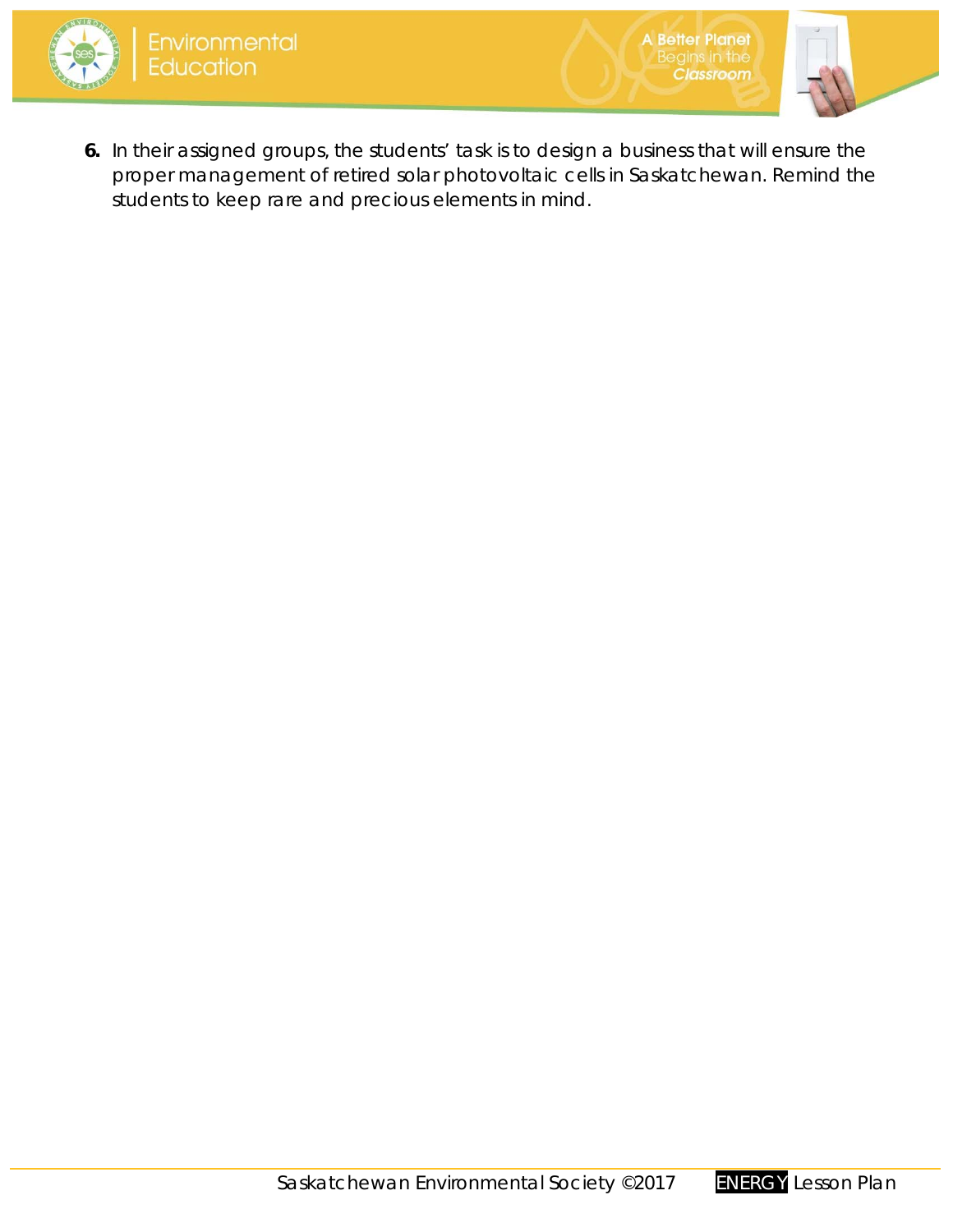6. In their assigned groups, the students' task is to design a business that will ensure the proper management of retired solar photovoltaic cells in Saskatchewan. Remind the students to keep rare and precious elements in mind.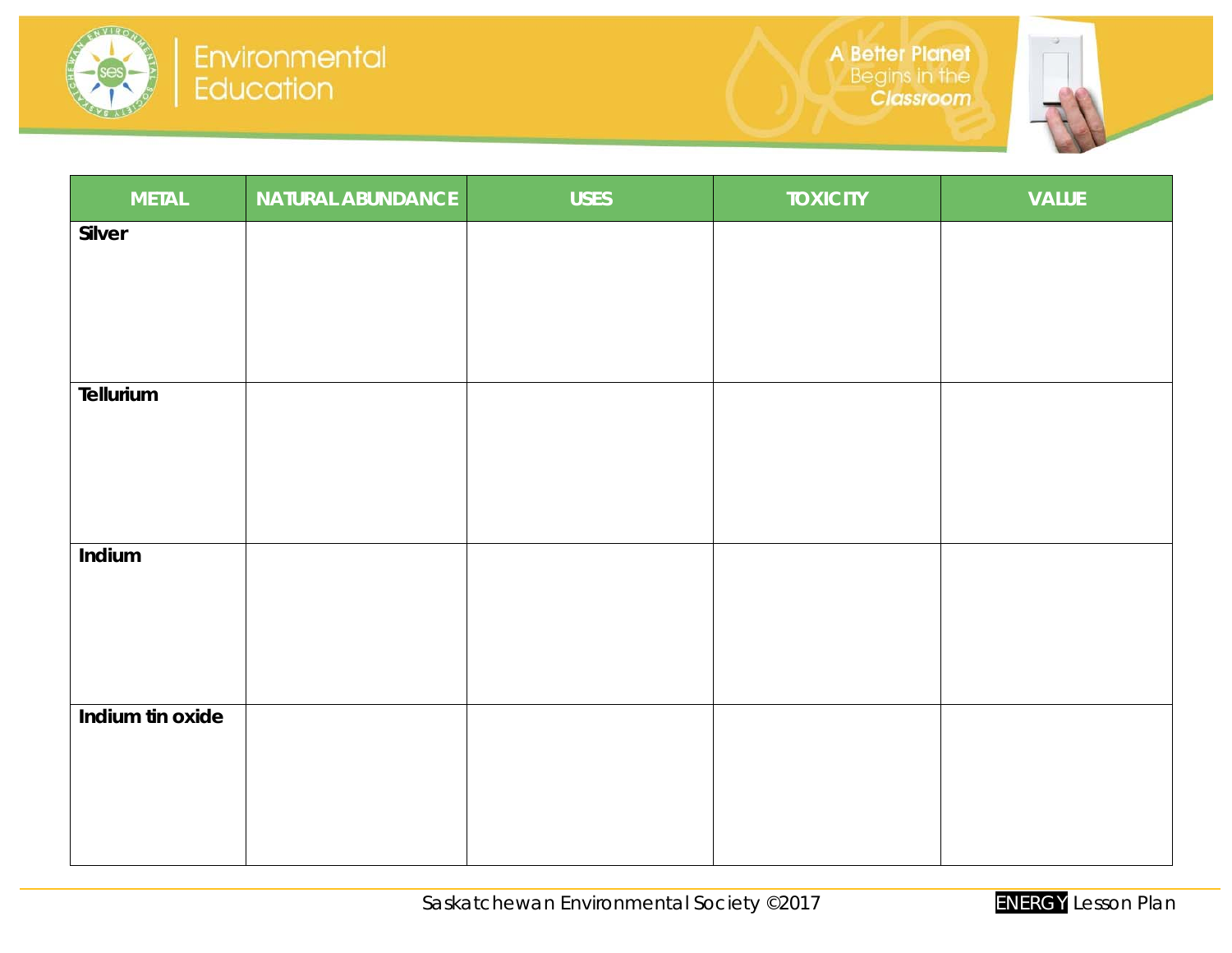| METAL | NATURAL ABUNDANCE | USES | TOXICITY | VALUE |
| --- | --- | --- | --- | --- |
| **Silver** | | | | |
| **Tellurium** | | | | |
| **Indium** | | | | |
| **Indium tin oxide** | | | | |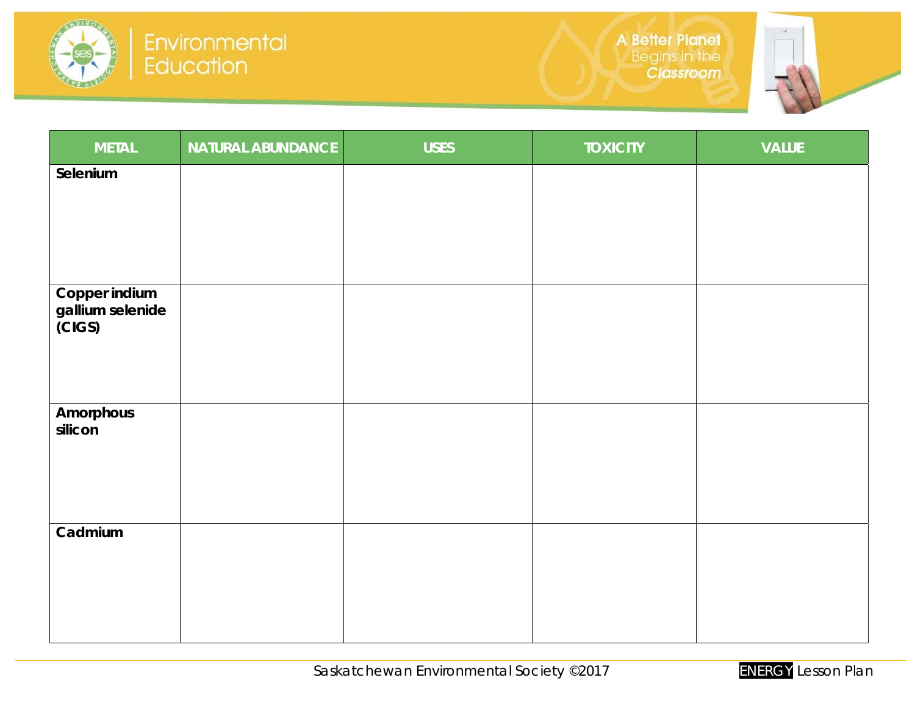| METAL | NATURAL ABUNDANCE | USES | TOXICITY | VALUE |
|---|---|---|---|---|
| **Selenium** | | | | |
| **Copper indium gallium selenide (CIGS)** | | | | |
| **Amorphous silicon** | | | | |
| **Cadmium** | | | | |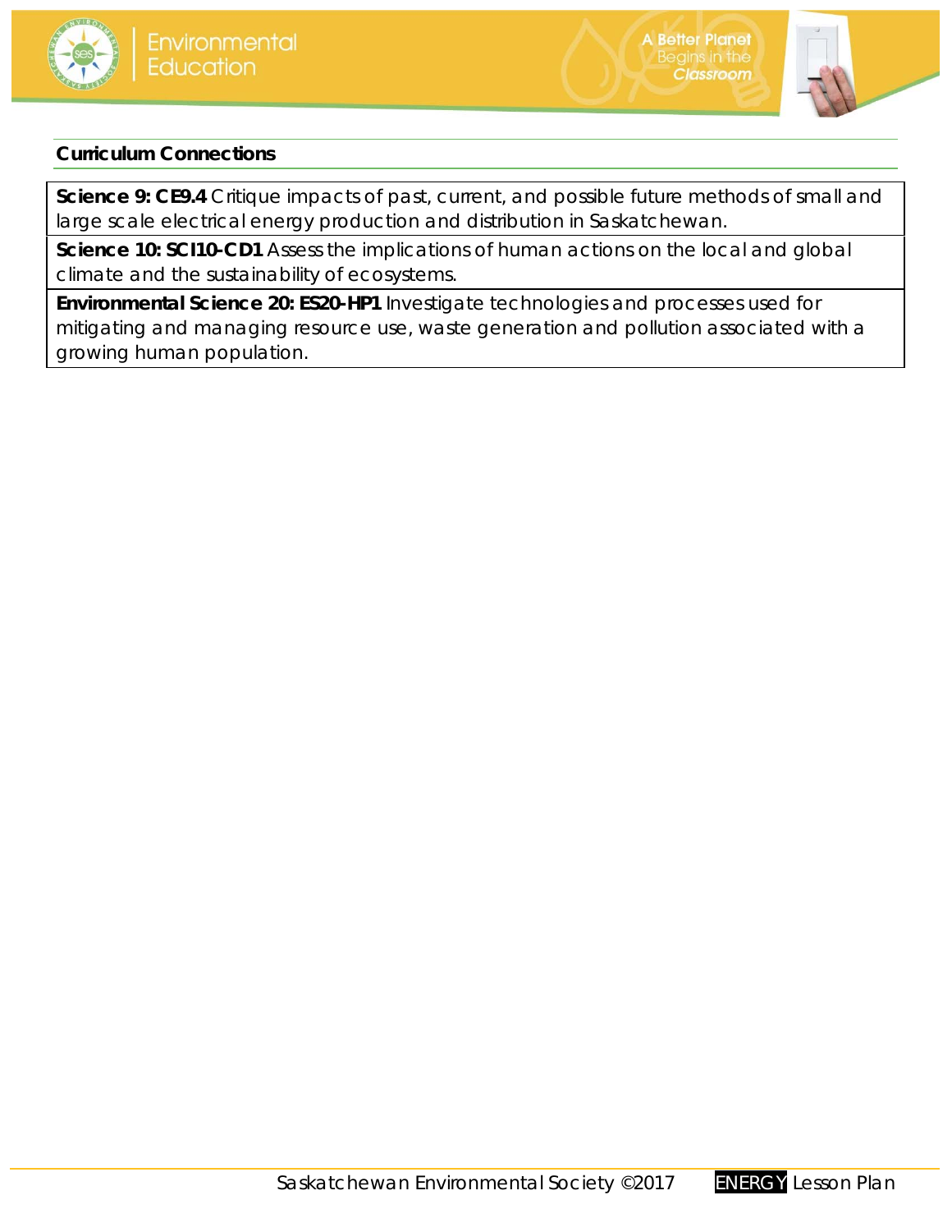## Curriculum Connections

| | |
|---|---|
| **Science 9: CE9.4** Critique impacts of past, current, and possible future methods of small and large scale electrical energy production and distribution in Saskatchewan. | |
| **Science 10: SCI10-CD1** Assess the implications of human actions on the local and global climate and the sustainability of ecosystems. | |
| **Environmental Science 20: ES20-HP1** Investigate technologies and processes used for mitigating and managing resource use, waste generation and pollution associated with a growing human population. | |